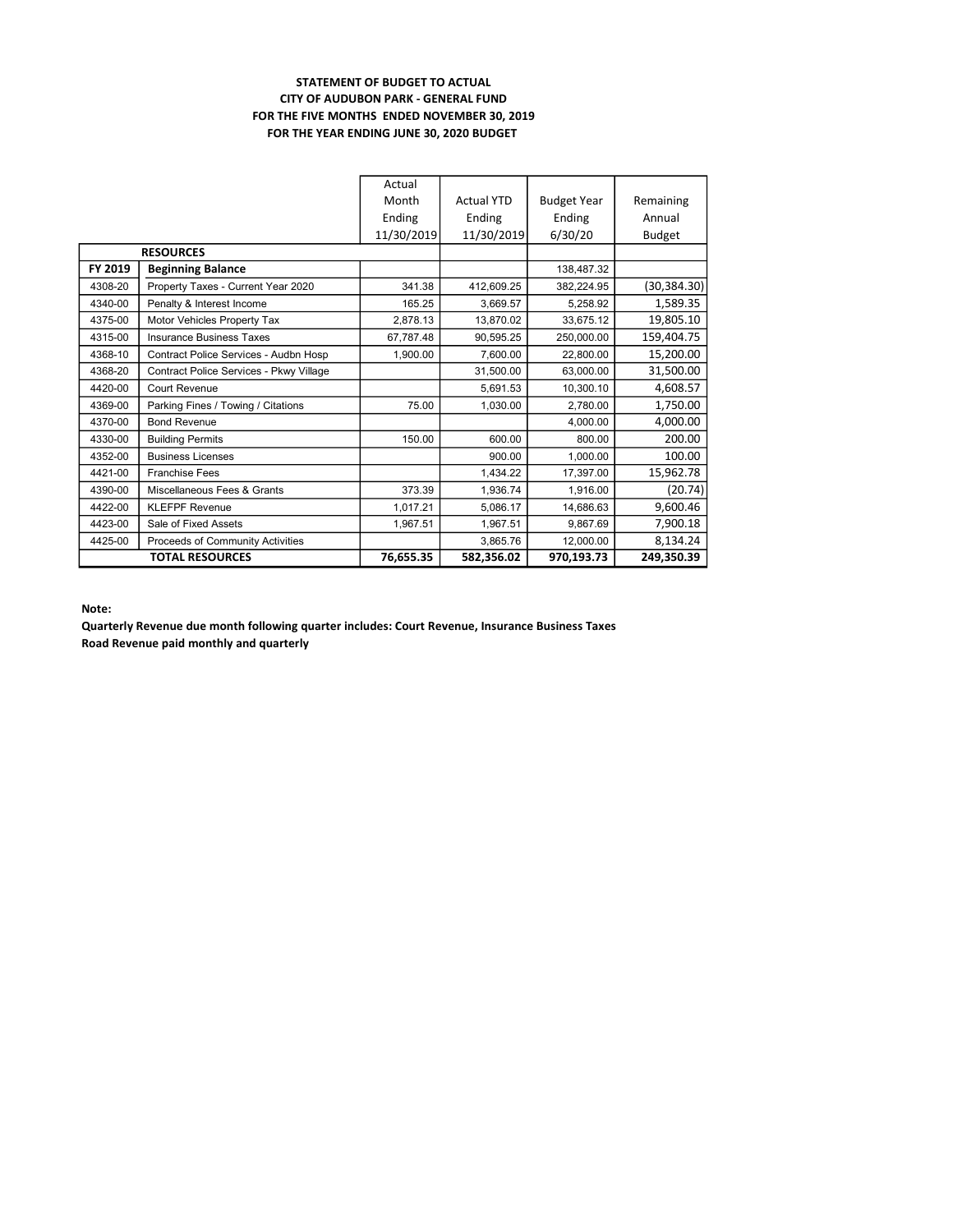**STATEMENT OF BUDGET TO ACTUAL**
**CITY OF AUDUBON PARK - GENERAL FUND**
**FOR THE FIVE MONTHS ENDED NOVEMBER 30, 2019**
**FOR THE YEAR ENDING JUNE 30, 2020 BUDGET**

| | | Actual Month Ending 11/30/2019 | Actual YTD Ending 11/30/2019 | Budget Year Ending 6/30/20 | Remaining Annual Budget |
|---|---|---|---|---|---|
| | **RESOURCES** | | | | |
| **FY 2019** | **Beginning Balance** | | | 138,487.32 | |
| 4308-20 | Property Taxes - Current Year 2020 | 341.38 | 412,609.25 | 382,224.95 | (30,384.30) |
| 4340-00 | Penalty & Interest Income | 165.25 | 3,669.57 | 5,258.92 | 1,589.35 |
| 4375-00 | Motor Vehicles Property Tax | 2,878.13 | 13,870.02 | 33,675.12 | 19,805.10 |
| 4315-00 | Insurance Business Taxes | 67,787.48 | 90,595.25 | 250,000.00 | 159,404.75 |
| 4368-10 | Contract Police Services - Audbn Hosp | 1,900.00 | 7,600.00 | 22,800.00 | 15,200.00 |
| 4368-20 | Contract Police Services - Pkwy Village | | 31,500.00 | 63,000.00 | 31,500.00 |
| 4420-00 | Court Revenue | | 5,691.53 | 10,300.10 | 4,608.57 |
| 4369-00 | Parking Fines / Towing / Citations | 75.00 | 1,030.00 | 2,780.00 | 1,750.00 |
| 4370-00 | Bond Revenue | | | 4,000.00 | 4,000.00 |
| 4330-00 | Building Permits | 150.00 | 600.00 | 800.00 | 200.00 |
| 4352-00 | Business Licenses | | 900.00 | 1,000.00 | 100.00 |
| 4421-00 | Franchise Fees | | 1,434.22 | 17,397.00 | 15,962.78 |
| 4390-00 | Miscellaneous Fees & Grants | 373.39 | 1,936.74 | 1,916.00 | (20.74) |
| 4422-00 | KLEFPF Revenue | 1,017.21 | 5,086.17 | 14,686.63 | 9,600.46 |
| 4423-00 | Sale of Fixed Assets | 1,967.51 | 1,967.51 | 9,867.69 | 7,900.18 |
| 4425-00 | Proceeds of Community Activities | | 3,865.76 | 12,000.00 | 8,134.24 |
| | **TOTAL RESOURCES** | **76,655.35** | **582,356.02** | **970,193.73** | **249,350.39** |

**Note:**

**Quarterly Revenue due month following quarter includes: Court Revenue, Insurance Business Taxes**

**Road Revenue paid monthly and quarterly**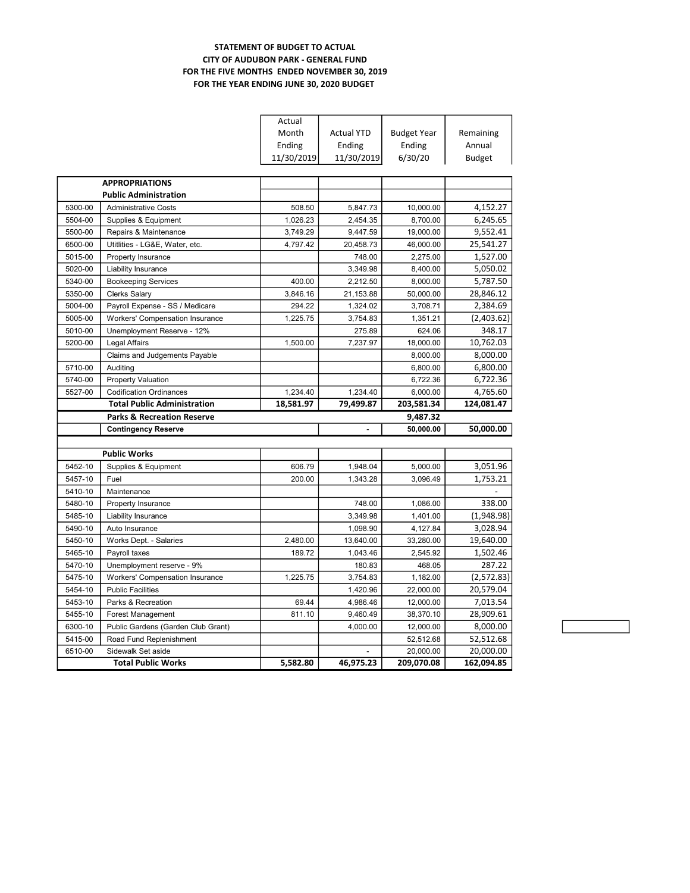**STATEMENT OF BUDGET TO ACTUAL**
**CITY OF AUDUBON PARK - GENERAL FUND**
**FOR THE FIVE MONTHS ENDED NOVEMBER 30, 2019**
**FOR THE YEAR ENDING JUNE 30, 2020 BUDGET**

| | | Actual Month Ending 11/30/2019 | Actual YTD Ending 11/30/2019 | Budget Year Ending 6/30/20 | Remaining Annual Budget |
|---|---|---|---|---|---|
| | **APPROPRIATIONS** | | | | |
| | **Public Administration** | | | | |
| 5300-00 | Administrative Costs | 508.50 | 5,847.73 | 10,000.00 | 4,152.27 |
| 5504-00 | Supplies & Equipment | 1,026.23 | 2,454.35 | 8,700.00 | 6,245.65 |
| 5500-00 | Repairs & Maintenance | 3,749.29 | 9,447.59 | 19,000.00 | 9,552.41 |
| 6500-00 | Utitlities - LG&E, Water, etc. | 4,797.42 | 20,458.73 | 46,000.00 | 25,541.27 |
| 5015-00 | Property Insurance | | 748.00 | 2,275.00 | 1,527.00 |
| 5020-00 | Liability Insurance | | 3,349.98 | 8,400.00 | 5,050.02 |
| 5340-00 | Bookeeping Services | 400.00 | 2,212.50 | 8,000.00 | 5,787.50 |
| 5350-00 | Clerks Salary | 3,846.16 | 21,153.88 | 50,000.00 | 28,846.12 |
| 5004-00 | Payroll Expense - SS / Medicare | 294.22 | 1,324.02 | 3,708.71 | 2,384.69 |
| 5005-00 | Workers' Compensation Insurance | 1,225.75 | 3,754.83 | 1,351.21 | (2,403.62) |
| 5010-00 | Unemployment Reserve - 12% | | 275.89 | 624.06 | 348.17 |
| 5200-00 | Legal Affairs | 1,500.00 | 7,237.97 | 18,000.00 | 10,762.03 |
| | Claims and Judgements Payable | | | 8,000.00 | 8,000.00 |
| 5710-00 | Auditing | | | 6,800.00 | 6,800.00 |
| 5740-00 | Property Valuation | | | 6,722.36 | 6,722.36 |
| 5527-00 | Codification Ordinances | 1,234.40 | 1,234.40 | 6,000.00 | 4,765.60 |
| | **Total Public Administration** | **18,581.97** | **79,499.87** | **203,581.34** | **124,081.47** |
| | **Parks & Recreation Reserve** | | | **9,487.32** | |
| | **Contingency Reserve** | | - | **50,000.00** | **50,000.00** |
| | | | | | |
| | **Public Works** | | | | |
| 5452-10 | Supplies & Equipment | 606.79 | 1,948.04 | 5,000.00 | 3,051.96 |
| 5457-10 | Fuel | 200.00 | 1,343.28 | 3,096.49 | 1,753.21 |
| 5410-10 | Maintenance | | | | - |
| 5480-10 | Property Insurance | | 748.00 | 1,086.00 | 338.00 |
| 5485-10 | Liability Insurance | | 3,349.98 | 1,401.00 | (1,948.98) |
| 5490-10 | Auto Insurance | | 1,098.90 | 4,127.84 | 3,028.94 |
| 5450-10 | Works Dept. - Salaries | 2,480.00 | 13,640.00 | 33,280.00 | 19,640.00 |
| 5465-10 | Payroll taxes | 189.72 | 1,043.46 | 2,545.92 | 1,502.46 |
| 5470-10 | Unemployment reserve - 9% | | 180.83 | 468.05 | 287.22 |
| 5475-10 | Workers' Compensation Insurance | 1,225.75 | 3,754.83 | 1,182.00 | (2,572.83) |
| 5454-10 | Public Facilities | | 1,420.96 | 22,000.00 | 20,579.04 |
| 5453-10 | Parks & Recreation | 69.44 | 4,986.46 | 12,000.00 | 7,013.54 |
| 5455-10 | Forest Management | 811.10 | 9,460.49 | 38,370.10 | 28,909.61 |
| 6300-10 | Public Gardens (Garden Club Grant) | | 4,000.00 | 12,000.00 | 8,000.00 |
| 5415-00 | Road Fund Replenishment | | | 52,512.68 | 52,512.68 |
| 6510-00 | Sidewalk Set aside | | - | 20,000.00 | 20,000.00 |
| | **Total Public Works** | **5,582.80** | **46,975.23** | **209,070.08** | **162,094.85** |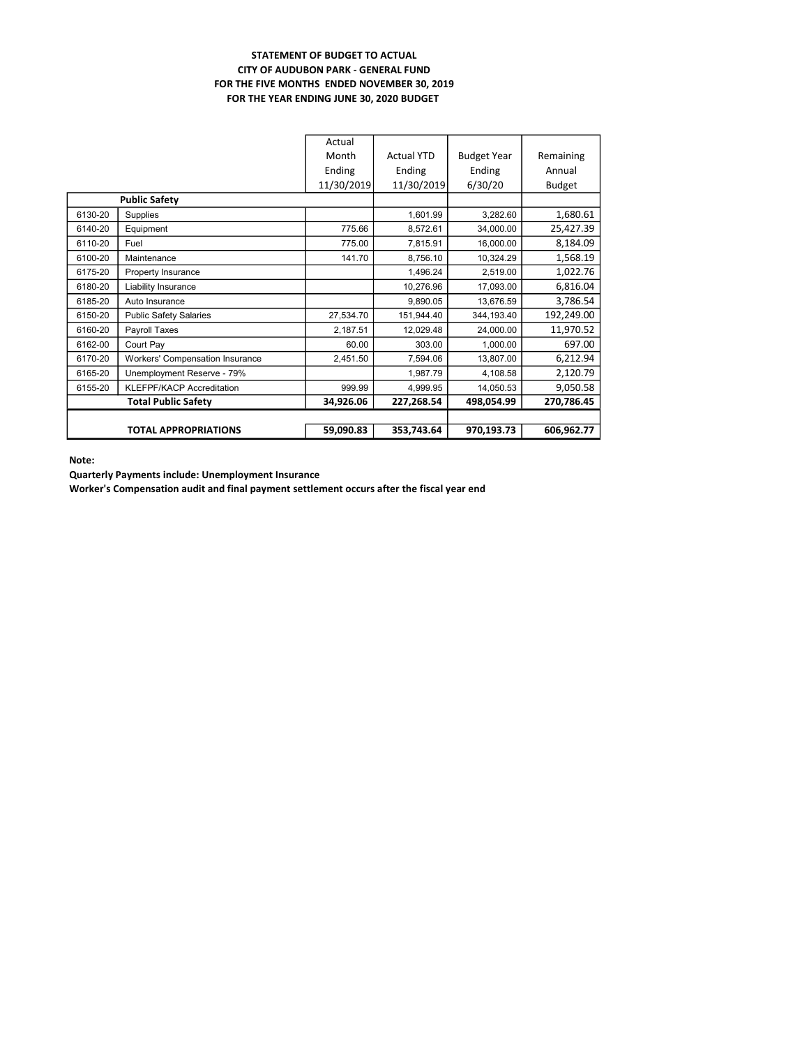**STATEMENT OF BUDGET TO ACTUAL**
**CITY OF AUDUBON PARK - GENERAL FUND**
**FOR THE FIVE MONTHS ENDED NOVEMBER 30, 2019**
**FOR THE YEAR ENDING JUNE 30, 2020 BUDGET**

| | | Actual Month Ending 11/30/2019 | Actual YTD Ending 11/30/2019 | Budget Year Ending 6/30/20 | Remaining Annual Budget |
|---|---|---|---|---|---|
| | **Public Safety** | | | | |
| 6130-20 | Supplies | | 1,601.99 | 3,282.60 | 1,680.61 |
| 6140-20 | Equipment | 775.66 | 8,572.61 | 34,000.00 | 25,427.39 |
| 6110-20 | Fuel | 775.00 | 7,815.91 | 16,000.00 | 8,184.09 |
| 6100-20 | Maintenance | 141.70 | 8,756.10 | 10,324.29 | 1,568.19 |
| 6175-20 | Property Insurance | | 1,496.24 | 2,519.00 | 1,022.76 |
| 6180-20 | Liability Insurance | | 10,276.96 | 17,093.00 | 6,816.04 |
| 6185-20 | Auto Insurance | | 9,890.05 | 13,676.59 | 3,786.54 |
| 6150-20 | Public Safety Salaries | 27,534.70 | 151,944.40 | 344,193.40 | 192,249.00 |
| 6160-20 | Payroll Taxes | 2,187.51 | 12,029.48 | 24,000.00 | 11,970.52 |
| 6162-00 | Court Pay | 60.00 | 303.00 | 1,000.00 | 697.00 |
| 6170-20 | Workers' Compensation Insurance | 2,451.50 | 7,594.06 | 13,807.00 | 6,212.94 |
| 6165-20 | Unemployment Reserve - 79% | | 1,987.79 | 4,108.58 | 2,120.79 |
| 6155-20 | KLEFPF/KACP Accreditation | 999.99 | 4,999.95 | 14,050.53 | 9,050.58 |
| | **Total Public Safety** | **34,926.06** | **227,268.54** | **498,054.99** | **270,786.45** |
| | | | | | |
| | **TOTAL APPROPRIATIONS** | **59,090.83** | **353,743.64** | **970,193.73** | **606,962.77** |

**Note:**
**Quarterly Payments include: Unemployment Insurance**
**Worker's Compensation audit and final payment settlement occurs after the fiscal year end**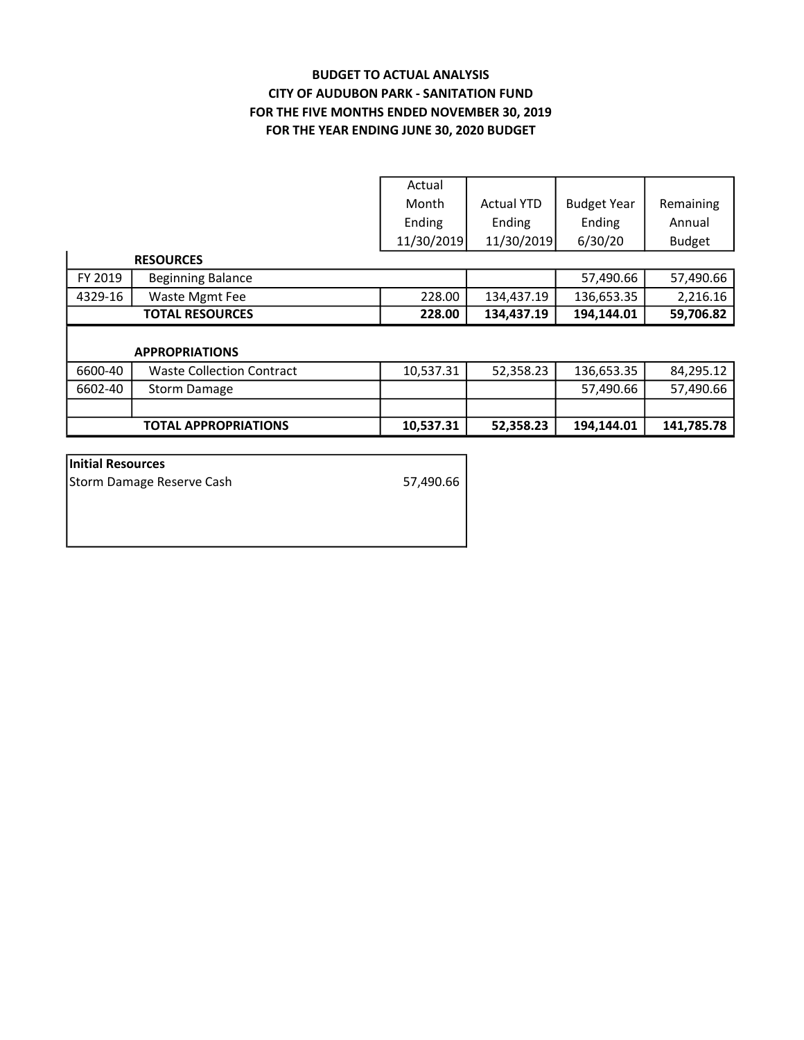**BUDGET TO ACTUAL ANALYSIS**
**CITY OF AUDUBON PARK - SANITATION FUND**
**FOR THE FIVE MONTHS ENDED NOVEMBER 30, 2019**
**FOR THE YEAR ENDING JUNE 30, 2020 BUDGET**

| | | Actual Month Ending 11/30/2019 | Actual YTD Ending 11/30/2019 | Budget Year Ending 6/30/20 | Remaining Annual Budget |
|---|---|---|---|---|---|
| | **RESOURCES** | | | | |
| FY 2019 | Beginning Balance | | | 57,490.66 | 57,490.66 |
| 4329-16 | Waste Mgmt Fee | 228.00 | 134,437.19 | 136,653.35 | 2,216.16 |
| | **TOTAL RESOURCES** | **228.00** | **134,437.19** | **194,144.01** | **59,706.82** |
| | **APPROPRIATIONS** | | | | |
| 6600-40 | Waste Collection Contract | 10,537.31 | 52,358.23 | 136,653.35 | 84,295.12 |
| 6602-40 | Storm Damage | | | 57,490.66 | 57,490.66 |
| | | | | | |
| | **TOTAL APPROPRIATIONS** | **10,537.31** | **52,358.23** | **194,144.01** | **141,785.78** |

| **Initial Resources** | |
|---|---|
| Storm Damage Reserve Cash | 57,490.66 |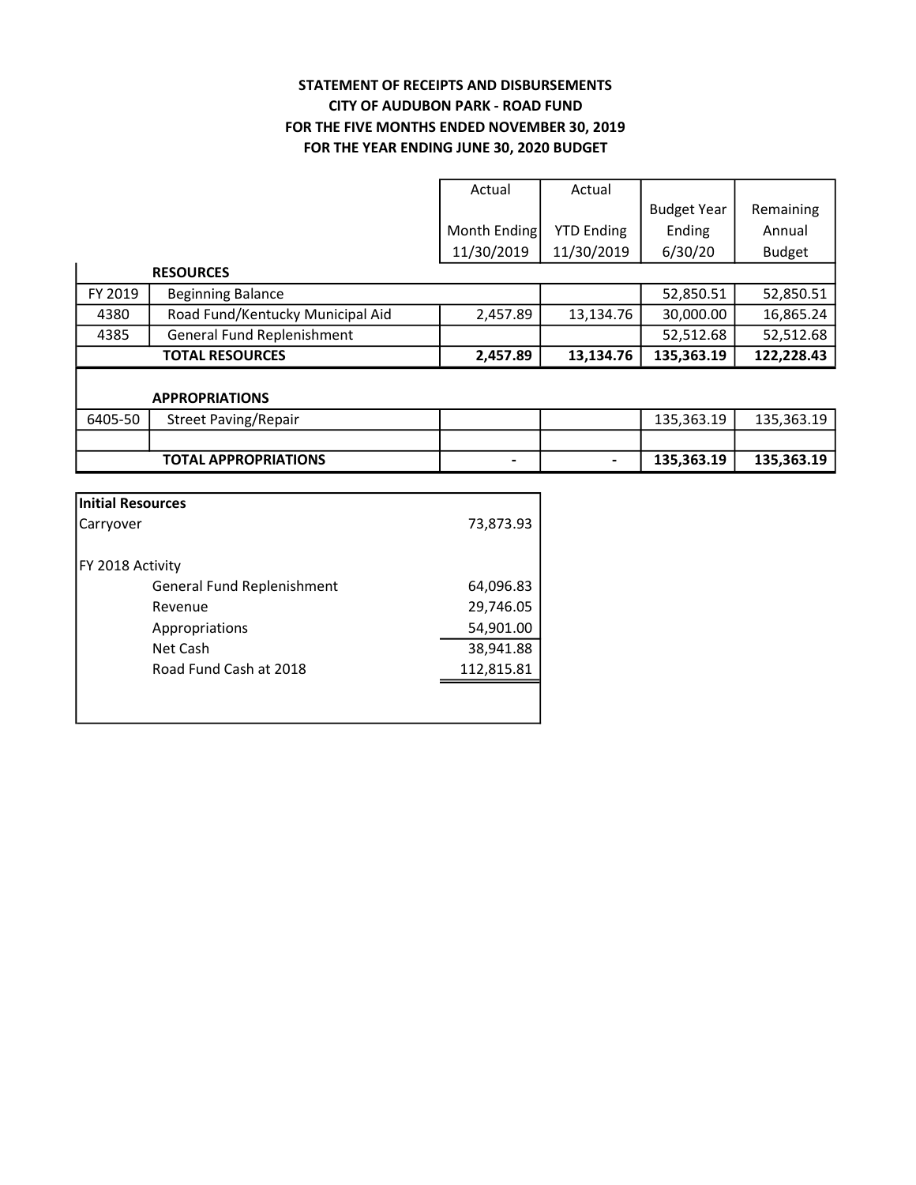**STATEMENT OF RECEIPTS AND DISBURSEMENTS**
**CITY OF AUDUBON PARK - ROAD FUND**
**FOR THE FIVE MONTHS ENDED NOVEMBER 30, 2019**
**FOR THE YEAR ENDING JUNE 30, 2020 BUDGET**

| | | Actual Month Ending 11/30/2019 | Actual YTD Ending 11/30/2019 | Budget Year Ending 6/30/20 | Remaining Annual Budget |
|---|---|---|---|---|---|
| | **RESOURCES** | | | | |
| FY 2019 | Beginning Balance | | | 52,850.51 | 52,850.51 |
| 4380 | Road Fund/Kentucky Municipal Aid | 2,457.89 | 13,134.76 | 30,000.00 | 16,865.24 |
| 4385 | General Fund Replenishment | | | 52,512.68 | 52,512.68 |
| | **TOTAL RESOURCES** | **2,457.89** | **13,134.76** | **135,363.19** | **122,228.43** |
| | | | | | |
| | **APPROPRIATIONS** | | | | |
| 6405-50 | Street Paving/Repair | | | 135,363.19 | 135,363.19 |
| | | | | | |
| | **TOTAL APPROPRIATIONS** | - | - | **135,363.19** | **135,363.19** |

| | |
|---|---|
| **Initial Resources** | |
| Carryover | 73,873.93 |
| | |
| FY 2018 Activity | |
| General Fund Replenishment | 64,096.83 |
| Revenue | 29,746.05 |
| Appropriations | 54,901.00 |
| Net Cash | 38,941.88 |
| Road Fund Cash at 2018 | 112,815.81 |